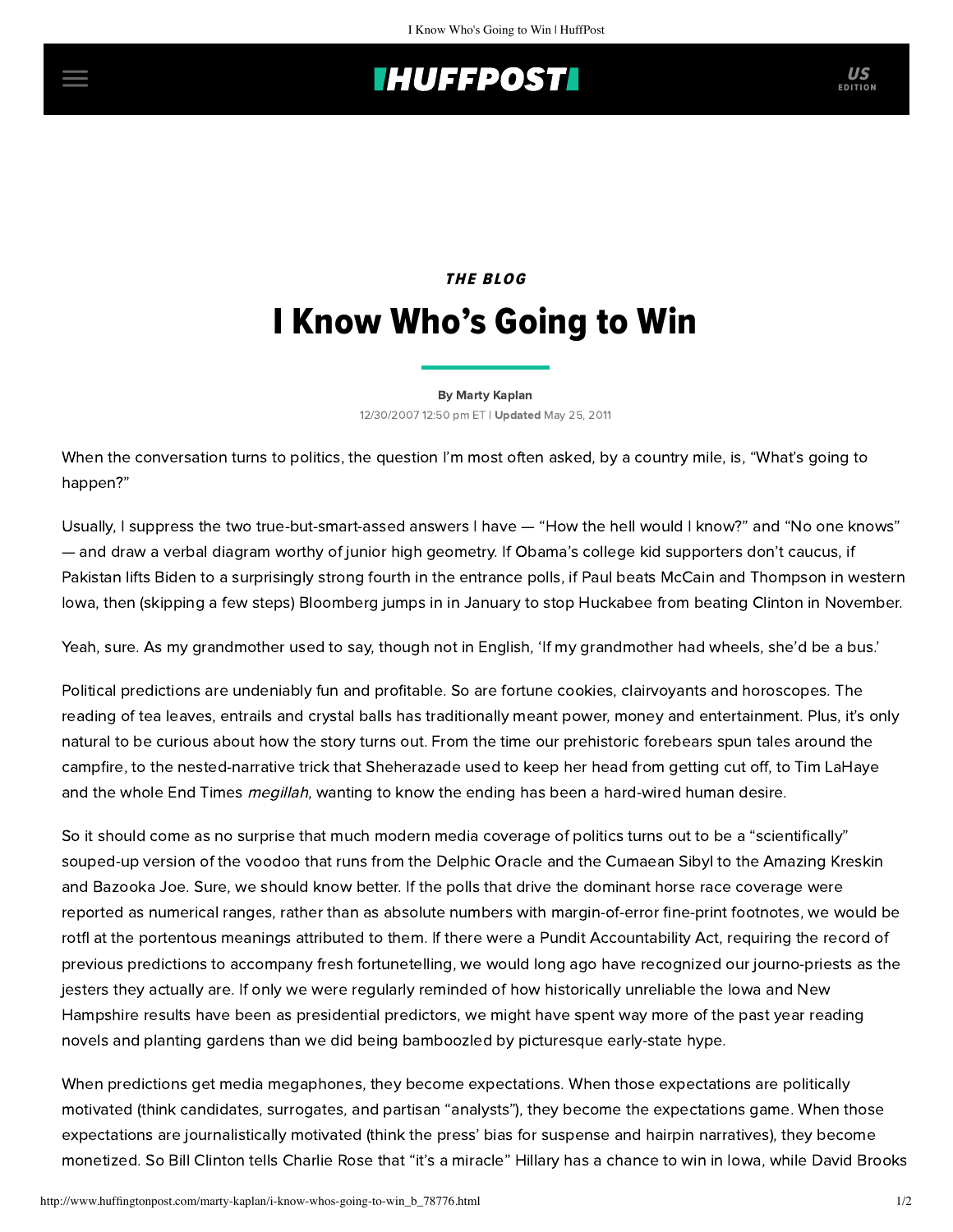*THE BLOG*

# I Know Who's Going to Win

By Marty Kaplan

12/30/2007 12:50 pm ET | **Updated** May 25, 2011

When the conversation turns to politics, the question I'm most often asked, by a country mile, is, "What's going to happen?"

Usually, I suppress the two true-but-smart-assed answers I have — "How the hell would I know?" and "No one knows" — and draw a verbal diagram worthy of junior high geometry. If Obama's college kid supporters don't caucus, if Pakistan lifts Biden to a surprisingly strong fourth in the entrance polls, if Paul beats McCain and Thompson in western Iowa, then (skipping a few steps) Bloomberg jumps in in January to stop Huckabee from beating Clinton in November.

Yeah, sure. As my grandmother used to say, though not in English, 'If my grandmother had wheels, she'd be a bus.'

Political predictions are undeniably fun and profitable. So are fortune cookies, clairvoyants and horoscopes. The reading of tea leaves, entrails and crystal balls has traditionally meant power, money and entertainment. Plus, it's only natural to be curious about how the story turns out. From the time our prehistoric forebears spun tales around the campfire, to the nested-narrative trick that Sheherazade used to keep her head from getting cut off, to Tim LaHaye and the whole End Times *megillah*, wanting to know the ending has been a hard-wired human desire.

So it should come as no surprise that much modern media coverage of politics turns out to be a "scientifically" souped-up version of the voodoo that runs from the Delphic Oracle and the Cumaean Sibyl to the Amazing Kreskin and Bazooka Joe. Sure, we should know better. If the polls that drive the dominant horse race coverage were reported as numerical ranges, rather than as absolute numbers with margin-of-error fine-print footnotes, we would be rotfl at the portentous meanings attributed to them. If there were a Pundit Accountability Act, requiring the record of previous predictions to accompany fresh fortunetelling, we would long ago have recognized our journo-priests as the jesters they actually are. If only we were regularly reminded of how historically unreliable the Iowa and New Hampshire results have been as presidential predictors, we might have spent way more of the past year reading novels and planting gardens than we did being bamboozled by picturesque early-state hype.

When predictions get media megaphones, they become expectations. When those expectations are politically motivated (think candidates, surrogates, and partisan "analysts"), they become the expectations game. When those expectations are journalistically motivated (think the press' bias for suspense and hairpin narratives), they become monetized. So Bill Clinton tells Charlie Rose that "it's a miracle" Hillary has a chance to win in Iowa, while David Brooks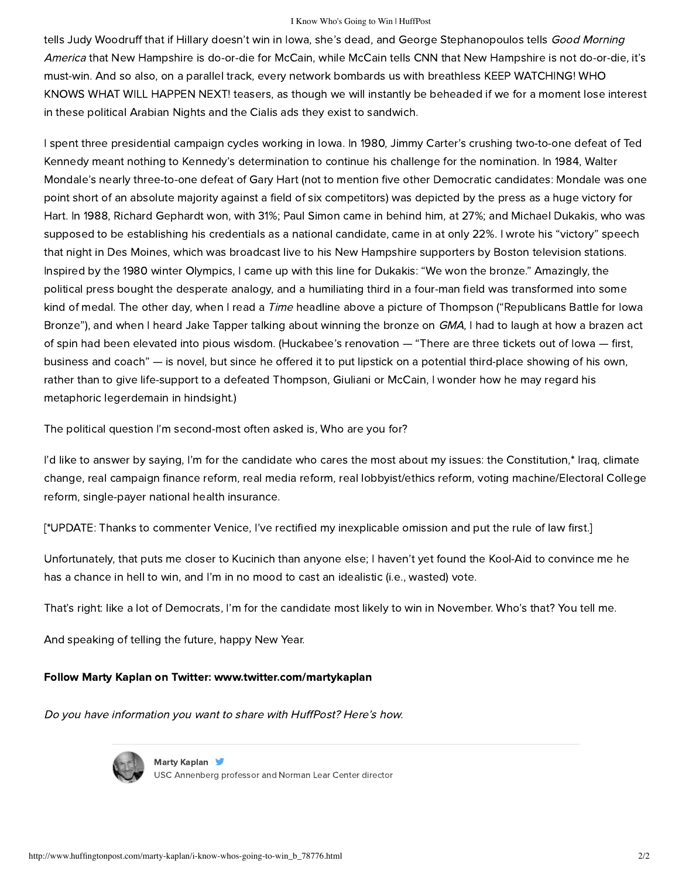tells Judy Woodruff that if Hillary doesn't win in Iowa, she's dead, and George Stephanopoulos tells *Good Morning America* that New Hampshire is do-or-die for McCain, while McCain tells CNN that New Hampshire is not do-or-die, it's must-win. And so also, on a parallel track, every network bombards us with breathless KEEP WATCHING! WHO KNOWS WHAT WILL HAPPEN NEXT! teasers, as though we will instantly be beheaded if we for a moment lose interest in these political Arabian Nights and the Cialis ads they exist to sandwich.

I spent three presidential campaign cycles working in Iowa. In 1980, Jimmy Carter's crushing two-to-one defeat of Ted Kennedy meant nothing to Kennedy's determination to continue his challenge for the nomination. In 1984, Walter Mondale's nearly three-to-one defeat of Gary Hart (not to mention five other Democratic candidates: Mondale was one point short of an absolute majority against a field of six competitors) was depicted by the press as a huge victory for Hart. In 1988, Richard Gephardt won, with 31%; Paul Simon came in behind him, at 27%; and Michael Dukakis, who was supposed to be establishing his credentials as a national candidate, came in at only 22%. I wrote his "victory" speech that night in Des Moines, which was broadcast live to his New Hampshire supporters by Boston television stations. Inspired by the 1980 winter Olympics, I came up with this line for Dukakis: "We won the bronze." Amazingly, the political press bought the desperate analogy, and a humiliating third in a four-man field was transformed into some kind of medal. The other day, when I read a *Time* headline above a picture of Thompson ("Republicans Battle for Iowa Bronze"), and when I heard Jake Tapper talking about winning the bronze on *GMA*, I had to laugh at how a brazen act of spin had been elevated into pious wisdom. (Huckabee's renovation — "There are three tickets out of Iowa — first, business and coach" — is novel, but since he offered it to put lipstick on a potential third-place showing of his own, rather than to give life-support to a defeated Thompson, Giuliani or McCain, I wonder how he may regard his metaphoric legerdemain in hindsight.)

The political question I'm second-most often asked is, Who are you for?

I'd like to answer by saying, I'm for the candidate who cares the most about my issues: the Constitution,* Iraq, climate change, real campaign finance reform, real media reform, real lobbyist/ethics reform, voting machine/Electoral College reform, single-payer national health insurance.

[*UPDATE: Thanks to commenter Venice, I've rectified my inexplicable omission and put the rule of law first.]

Unfortunately, that puts me closer to Kucinich than anyone else; I haven't yet found the Kool-Aid to convince me he has a chance in hell to win, and I'm in no mood to cast an idealistic (i.e., wasted) vote.

That's right: like a lot of Democrats, I'm for the candidate most likely to win in November. Who's that? You tell me.

And speaking of telling the future, happy New Year.

**Follow Marty Kaplan on Twitter: www.twitter.com/martykaplan**

*Do you have information you want to share with HuffPost? Here's how.*

**Marty Kaplan**
USC Annenberg professor and Norman Lear Center director